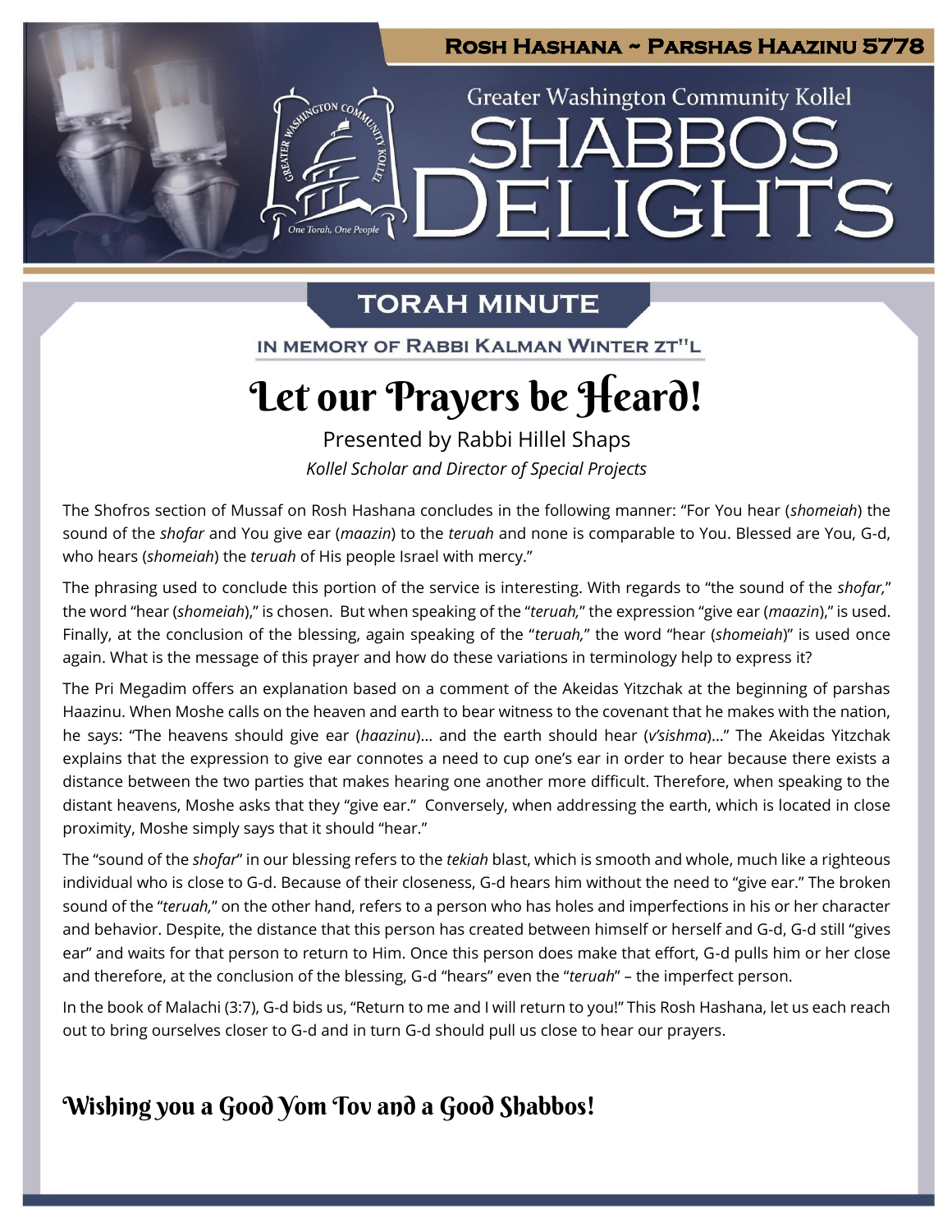Rosh Hashana ~ Parshas Haazinu 5778

Greater Washington Community Kollel

# SHABBOS DELIGHTS

## TORAH MINUTE

IN MEMORY OF RABBI KALMAN WINTER ZT"L

# Let our Prayers be Heard!

Presented by Rabbi Hillel Shaps

*Kollel Scholar and Director of Special Projects*

The Shofros section of Mussaf on Rosh Hashana concludes in the following manner: "For You hear (*shomeiah*) the sound of the *shofar* and You give ear (*maazin*) to the *teruah* and none is comparable to You. Blessed are You, G-d, who hears (*shomeiah*) the *teruah* of His people Israel with mercy."

The phrasing used to conclude this portion of the service is interesting. With regards to "the sound of the *shofar,*" the word "hear (*shomeiah*)," is chosen. But when speaking of the "*teruah,*" the expression "give ear (*maazin*)," is used. Finally, at the conclusion of the blessing, again speaking of the "*teruah,*" the word "hear (*shomeiah*)" is used once again. What is the message of this prayer and how do these variations in terminology help to express it?

The Pri Megadim offers an explanation based on a comment of the Akeidas Yitzchak at the beginning of parshas Haazinu. When Moshe calls on the heaven and earth to bear witness to the covenant that he makes with the nation, he says: "The heavens should give ear (*haazinu*)… and the earth should hear (*v'sishma*)…" The Akeidas Yitzchak explains that the expression to give ear connotes a need to cup one's ear in order to hear because there exists a distance between the two parties that makes hearing one another more difficult. Therefore, when speaking to the distant heavens, Moshe asks that they "give ear." Conversely, when addressing the earth, which is located in close proximity, Moshe simply says that it should "hear."

The "sound of the *shofar*" in our blessing refers to the *tekiah* blast, which is smooth and whole, much like a righteous individual who is close to G-d. Because of their closeness, G-d hears him without the need to "give ear." The broken sound of the "*teruah,*" on the other hand, refers to a person who has holes and imperfections in his or her character and behavior. Despite, the distance that this person has created between himself or herself and G-d, G-d still "gives ear" and waits for that person to return to Him. Once this person does make that effort, G-d pulls him or her close and therefore, at the conclusion of the blessing, G-d "hears" even the "*teruah*" – the imperfect person.

In the book of Malachi (3:7), G-d bids us, "Return to me and I will return to you!" This Rosh Hashana, let us each reach out to bring ourselves closer to G-d and in turn G-d should pull us close to hear our prayers.

## Wishing you a Good Yom Tov and a Good Shabbos!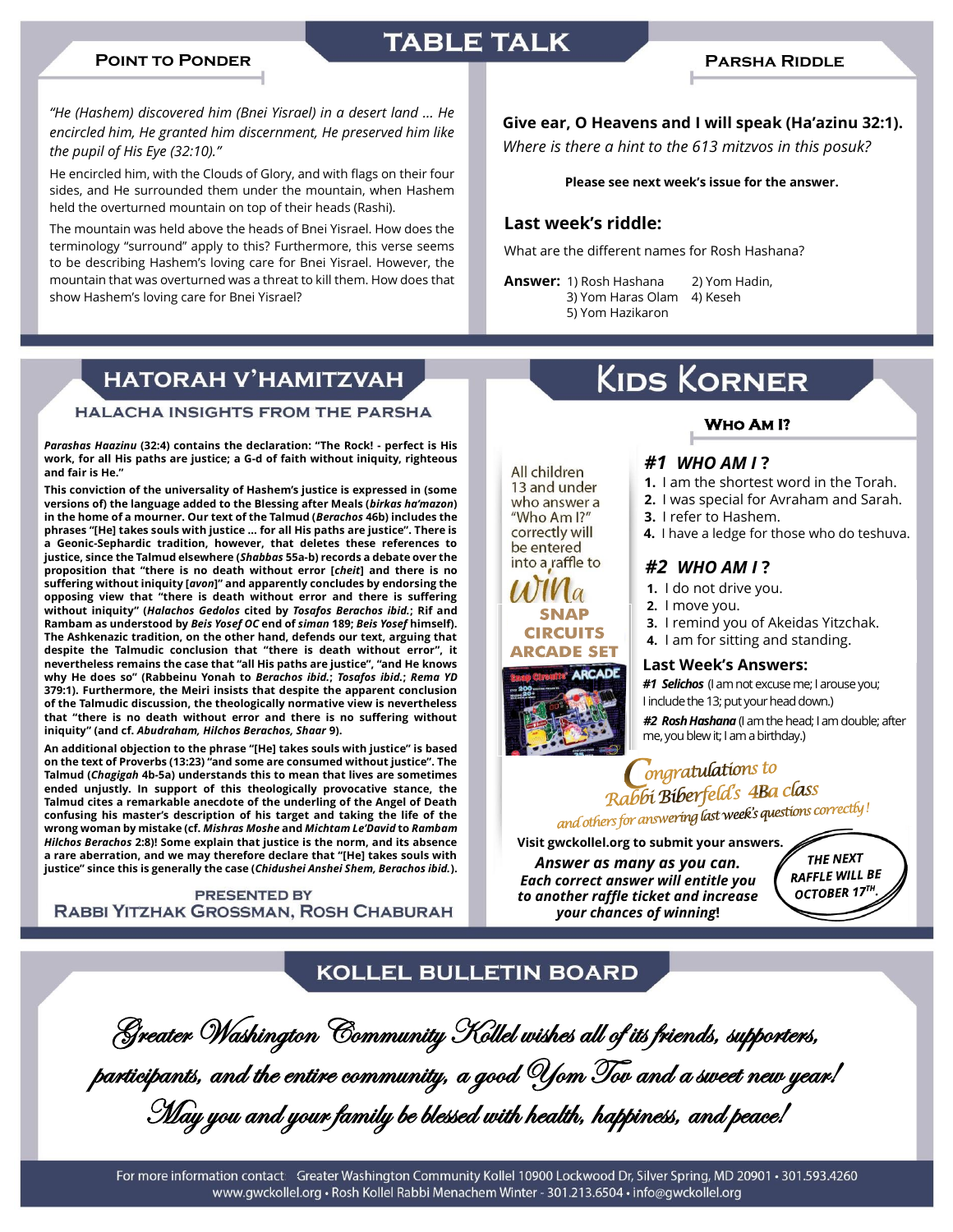# TABLE TALK

## Point to Ponder

*"He (Hashem) discovered him (Bnei Yisrael) in a desert land ... He encircled him, He granted him discernment, He preserved him like the pupil of His Eye (32:10)."*

He encircled him, with the Clouds of Glory, and with flags on their four sides, and He surrounded them under the mountain, when Hashem held the overturned mountain on top of their heads (Rashi).

The mountain was held above the heads of Bnei Yisrael. How does the terminology "surround" apply to this? Furthermore, this verse seems to be describing Hashem's loving care for Bnei Yisrael. However, the mountain that was overturned was a threat to kill them. How does that show Hashem's loving care for Bnei Yisrael?

## Parsha Riddle

**Give ear, O Heavens and I will speak (Ha'azinu 32:1).**
*Where is there a hint to the 613 mitzvos in this posuk?*

**Please see next week's issue for the answer.**

### Last week's riddle:

What are the different names for Rosh Hashana?

**Answer:** 1) Rosh Hashana 2) Yom Hadin, 3) Yom Haras Olam 4) Keseh 5) Yom Hazikaron

# HATORAH V'HAMITZVAH

## HALACHA INSIGHTS FROM THE PARSHA

**Parashas Haazinu (32:4) contains the declaration: "The Rock! - perfect is His work, for all His paths are justice; a G-d of faith without iniquity, righteous and fair is He."**

**This conviction of the universality of Hashem's justice is expressed in (some versions of) the language added to the Blessing after Meals (*birkas ha'mazon*) in the home of a mourner. Our text of the Talmud (*Berachos* 46b) includes the phrases "[He] takes souls with justice ... for all His paths are justice". There is a Geonic-Sephardic tradition, however, that deletes these references to justice, since the Talmud elsewhere (*Shabbos* 55a-b) records a debate over the proposition that "there is no death without error [*cheit*] and there is no suffering without iniquity [*avon*]" and apparently concludes by endorsing the opposing view that "there is death without error and there is suffering without iniquity" (*Halachos Gedolos* cited by *Tosafos Berachos ibid.*; Rif and Rambam as understood by *Beis Yosef OC* end of *siman* 189; *Beis Yosef* himself). The Ashkenazic tradition, on the other hand, defends our text, arguing that despite the Talmudic conclusion that "there is death without error", it nevertheless remains the case that "all His paths are justice", "and He knows why He does so" (Rabbeinu Yonah to *Berachos ibid.*; *Tosafos ibid.*; *Rema YD* 379:1). Furthermore, the Meiri insists that despite the apparent conclusion of the Talmudic discussion, the theologically normative view is nevertheless that "there is no death without error and there is no suffering without iniquity" (and cf. *Abudraham, Hilchos Berachos, Shaar* 9).**

**An additional objection to the phrase "[He] takes souls with justice" is based on the text of Proverbs (13:23) "and some are consumed without justice". The Talmud (*Chagigah* 4b-5a) understands this to mean that lives are sometimes ended unjustly. In support of this theologically provocative stance, the Talmud cites a remarkable anecdote of the underling of the Angel of Death confusing his master's description of his target and taking the life of the wrong woman by mistake (cf. *Mishras Moshe* and *Michtam Le'David* to *Rambam Hilchos Berachos* 2:8)! Some explain that justice is the norm, and its absence a rare aberration, and we may therefore declare that "[He] takes souls with justice" since this is generally the case (*Chidushei Anshei Shem, Berachos ibid.*).**

PRESENTED BY
RABBI YITZHAK GROSSMAN, ROSH CHABURAH

# KIDS KORNER

## Who Am I?

All children 13 and under who answer a "Who Am I?" correctly will be entered into a raffle to **win a SNAP CIRCUITS ARCADE SET**

### #1 WHO AM I ?

1. I am the shortest word in the Torah.
2. I was special for Avraham and Sarah.
3. I refer to Hashem.
4. I have a ledge for those who do teshuva.

### #2 WHO AM I ?

1. I do not drive you.
2. I move you.
3. I remind you of Akeidas Yitzchak.
4. I am for sitting and standing.

### Last Week's Answers:

***#1 Selichos*** (I am not excuse me; I arouse you; I include the 13; put your head down.)

***#2 Rosh Hashana*** (I am the head; I am double; after me, you blew it; I am a birthday.)

*Congratulations to Rabbi Biberfeld's 4Ba class and others for answering last week's questions correctly!*

**Visit gwckollel.org to submit your answers.**

***Answer as many as you can. Each correct answer will entitle you to another raffle ticket and increase your chances of winning!***

**THE NEXT RAFFLE WILL BE OCTOBER 17TH.**

# KOLLEL BULLETIN BOARD

*Greater Washington Community Kollel wishes all of its friends, supporters, participants, and the entire community, a good Yom Tov and a sweet new year! May you and your family be blessed with health, happiness, and peace!*

For more information contact: Greater Washington Community Kollel 10900 Lockwood Dr, Silver Spring, MD 20901 • 301.593.4260
www.gwckollel.org • Rosh Kollel Rabbi Menachem Winter - 301.213.6504 • info@gwckollel.org